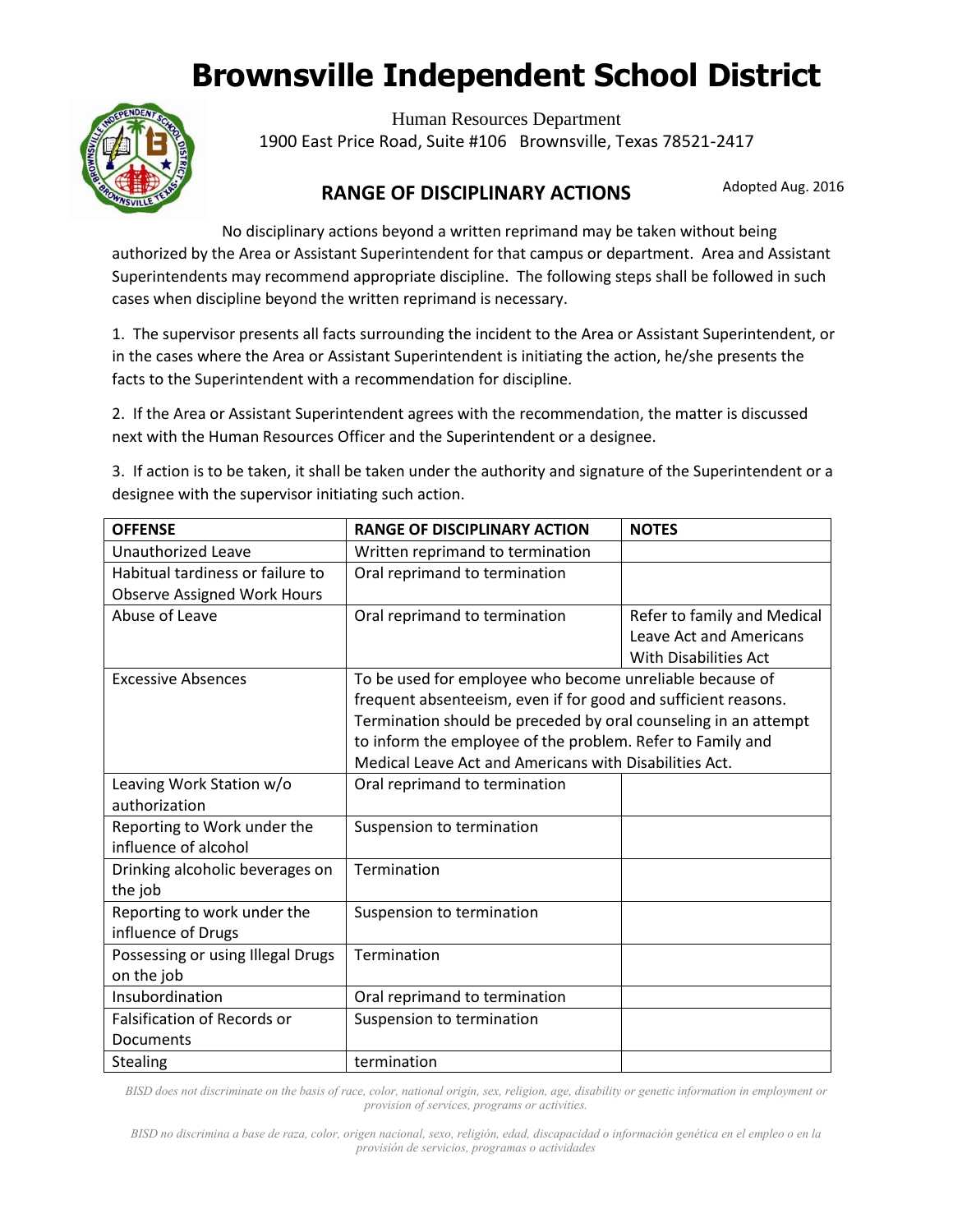# Brownsville Independent School District

Human Resources Department
1900 East Price Road, Suite #106 Brownsville, Texas 78521-2417

## RANGE OF DISCIPLINARY ACTIONS

Adopted Aug. 2016

No disciplinary actions beyond a written reprimand may be taken without being authorized by the Area or Assistant Superintendent for that campus or department. Area and Assistant Superintendents may recommend appropriate discipline. The following steps shall be followed in such cases when discipline beyond the written reprimand is necessary.

1. The supervisor presents all facts surrounding the incident to the Area or Assistant Superintendent, or in the cases where the Area or Assistant Superintendent is initiating the action, he/she presents the facts to the Superintendent with a recommendation for discipline.

2. If the Area or Assistant Superintendent agrees with the recommendation, the matter is discussed next with the Human Resources Officer and the Superintendent or a designee.

3. If action is to be taken, it shall be taken under the authority and signature of the Superintendent or a designee with the supervisor initiating such action.

| OFFENSE | RANGE OF DISCIPLINARY ACTION | NOTES |
|---|---|---|
| Unauthorized Leave | Written reprimand to termination | |
| Habitual tardiness or failure to Observe Assigned Work Hours | Oral reprimand to termination | |
| Abuse of Leave | Oral reprimand to termination | Refer to family and Medical Leave Act and Americans With Disabilities Act |
| Excessive Absences | To be used for employee who become unreliable because of frequent absenteeism, even if for good and sufficient reasons. Termination should be preceded by oral counseling in an attempt to inform the employee of the problem. Refer to Family and Medical Leave Act and Americans with Disabilities Act. | |
| Leaving Work Station w/o authorization | Oral reprimand to termination | |
| Reporting to Work under the influence of alcohol | Suspension to termination | |
| Drinking alcoholic beverages on the job | Termination | |
| Reporting to work under the influence of Drugs | Suspension to termination | |
| Possessing or using Illegal Drugs on the job | Termination | |
| Insubordination | Oral reprimand to termination | |
| Falsification of Records or Documents | Suspension to termination | |
| Stealing | termination | |

*BISD does not discriminate on the basis of race, color, national origin, sex, religion, age, disability or genetic information in employment or provision of services, programs or activities.*

*BISD no discrimina a base de raza, color, origen nacional, sexo, religión, edad, discapacidad o información genética en el empleo o en la provisión de servicios, programas o actividades*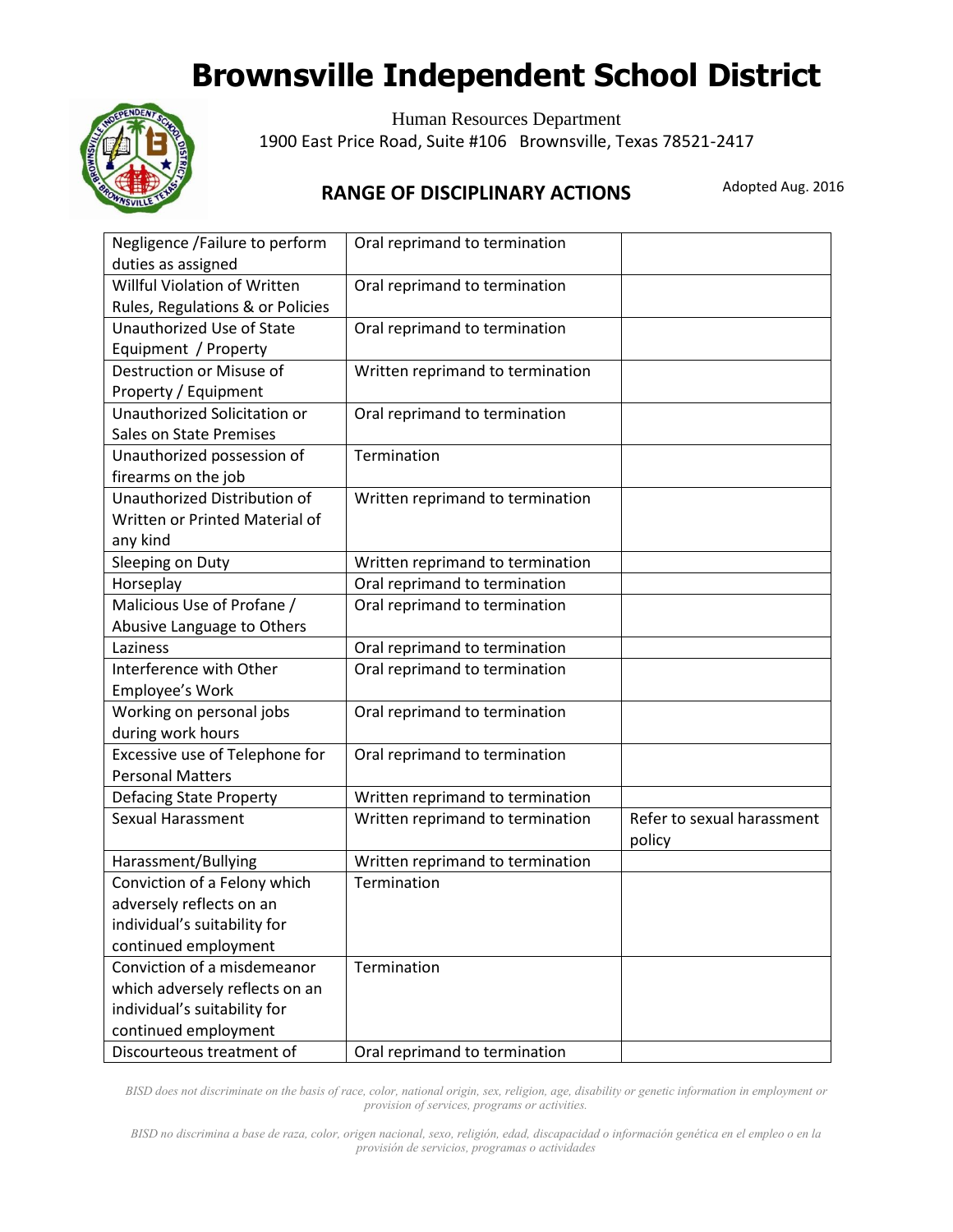# Brownsville Independent School District

Human Resources Department
1900 East Price Road, Suite #106 Brownsville, Texas 78521-2417

## RANGE OF DISCIPLINARY ACTIONS

Adopted Aug. 2016

| | | |
|---|---|---|
| Negligence /Failure to perform duties as assigned | Oral reprimand to termination | |
| Willful Violation of Written Rules, Regulations & or Policies | Oral reprimand to termination | |
| Unauthorized Use of State Equipment / Property | Oral reprimand to termination | |
| Destruction or Misuse of Property / Equipment | Written reprimand to termination | |
| Unauthorized Solicitation or Sales on State Premises | Oral reprimand to termination | |
| Unauthorized possession of firearms on the job | Termination | |
| Unauthorized Distribution of Written or Printed Material of any kind | Written reprimand to termination | |
| Sleeping on Duty | Written reprimand to termination | |
| Horseplay | Oral reprimand to termination | |
| Malicious Use of Profane / Abusive Language to Others | Oral reprimand to termination | |
| Laziness | Oral reprimand to termination | |
| Interference with Other Employee's Work | Oral reprimand to termination | |
| Working on personal jobs during work hours | Oral reprimand to termination | |
| Excessive use of Telephone for Personal Matters | Oral reprimand to termination | |
| Defacing State Property | Written reprimand to termination | |
| Sexual Harassment | Written reprimand to termination | Refer to sexual harassment policy |
| Harassment/Bullying | Written reprimand to termination | |
| Conviction of a Felony which adversely reflects on an individual's suitability for continued employment | Termination | |
| Conviction of a misdemeanor which adversely reflects on an individual's suitability for continued employment | Termination | |
| Discourteous treatment of | Oral reprimand to termination | |

*BISD does not discriminate on the basis of race, color, national origin, sex, religion, age, disability or genetic information in employment or provision of services, programs or activities.*

*BISD no discrimina a base de raza, color, origen nacional, sexo, religión, edad, discapacidad o información genética en el empleo o en la provisión de servicios, programas o actividades*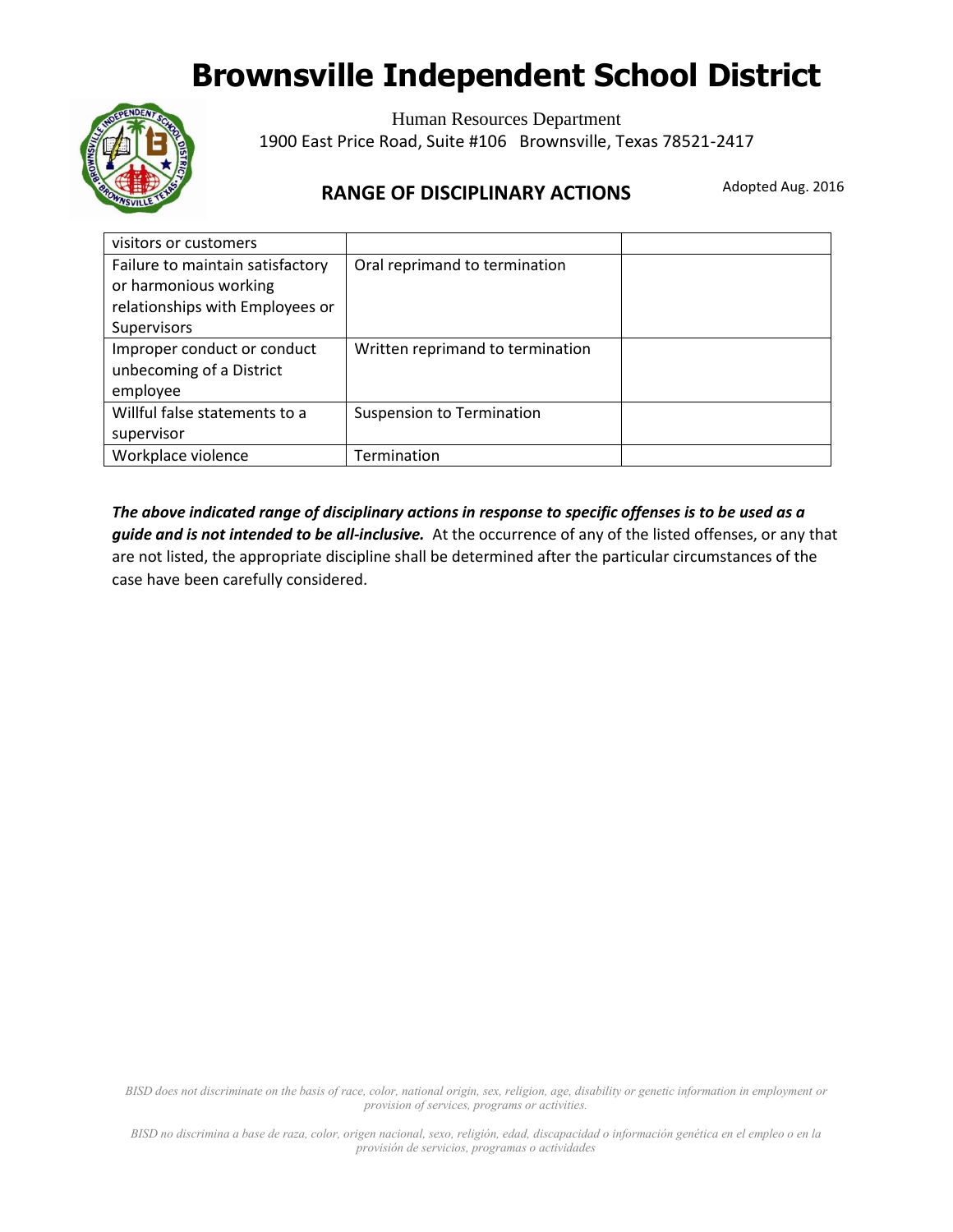# Brownsville Independent School District

Human Resources Department
1900 East Price Road, Suite #106 Brownsville, Texas 78521-2417

## RANGE OF DISCIPLINARY ACTIONS

Adopted Aug. 2016

| | | |
|---|---|---|
| visitors or customers | | |
| Failure to maintain satisfactory or harmonious working relationships with Employees or Supervisors | Oral reprimand to termination | |
| Improper conduct or conduct unbecoming of a District employee | Written reprimand to termination | |
| Willful false statements to a supervisor | Suspension to Termination | |
| Workplace violence | Termination | |

***The above indicated range of disciplinary actions in response to specific offenses is to be used as a guide and is not intended to be all-inclusive.*** At the occurrence of any of the listed offenses, or any that are not listed, the appropriate discipline shall be determined after the particular circumstances of the case have been carefully considered.

*BISD does not discriminate on the basis of race, color, national origin, sex, religion, age, disability or genetic information in employment or provision of services, programs or activities.*

*BISD no discrimina a base de raza, color, origen nacional, sexo, religión, edad, discapacidad o información genética en el empleo o en la provisión de servicios, programas o actividades*